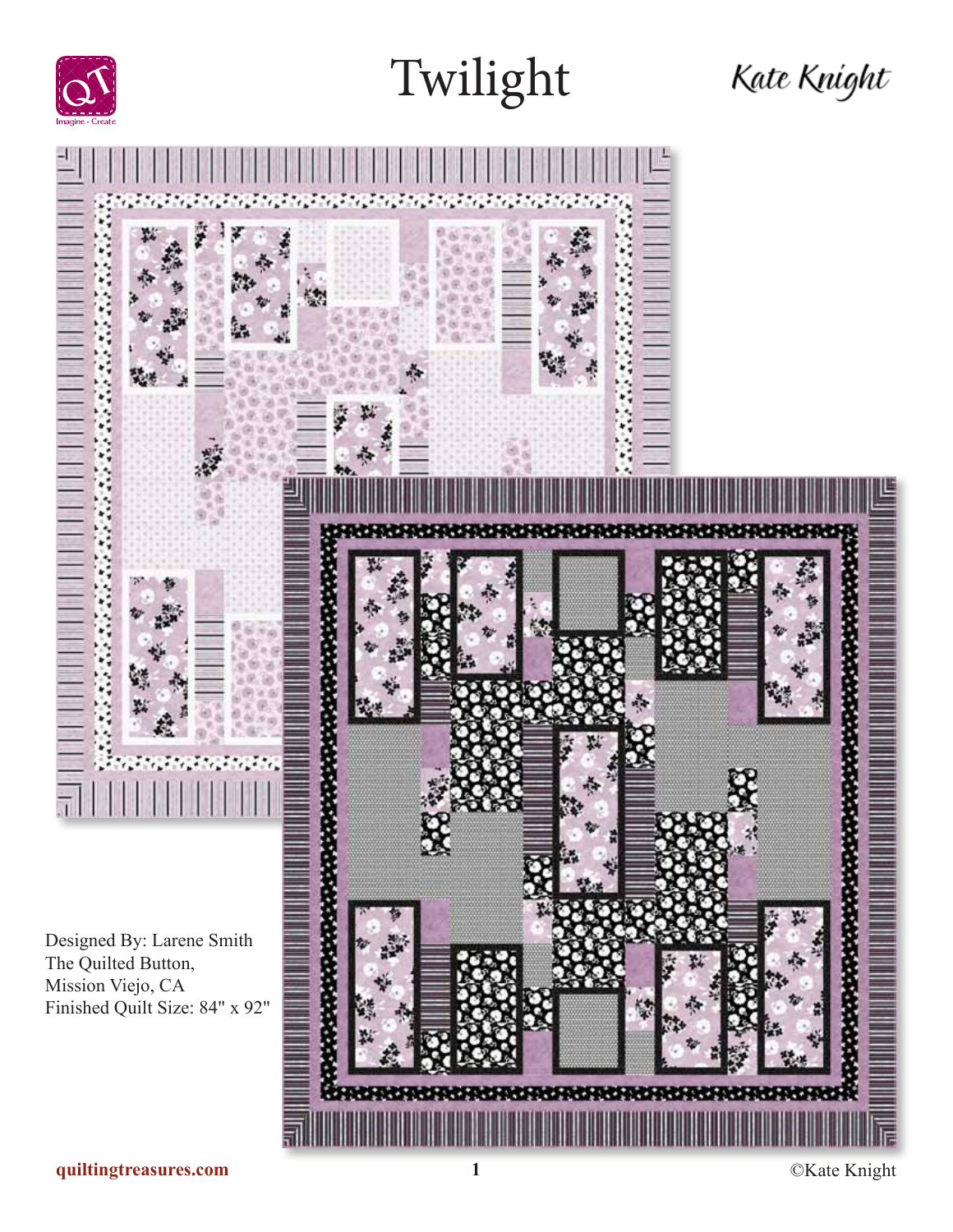# Twilight

Kate Knight

Designed By: Larene Smith
The Quilted Button,
Mission Viejo, CA
Finished Quilt Size: 84" x 92"

quiltingtreasures.com

©Kate Knight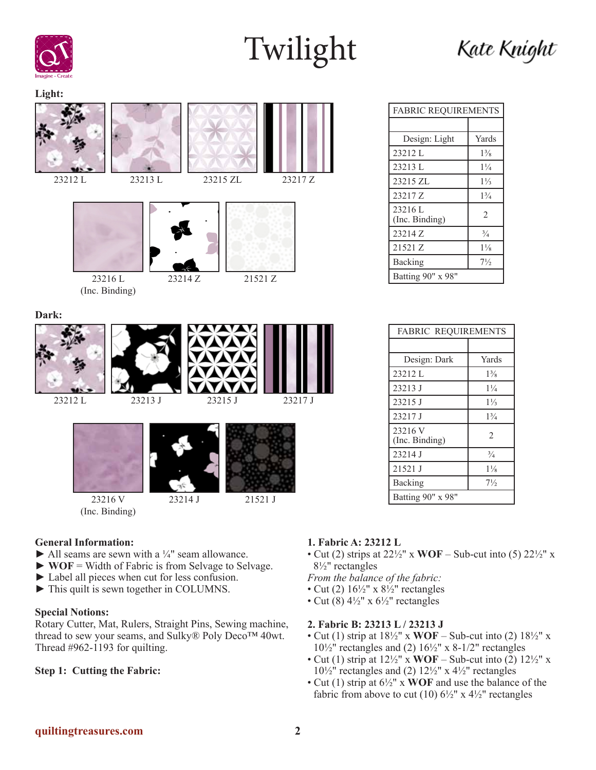# Twilight

Kate Knight

**Light:**

23212 L, 23213 L, 23215 ZL, 23217 Z

23216 L (Inc. Binding), 23214 Z, 21521 Z

| FABRIC REQUIREMENTS | |
|---|---|
| Design: Light | Yards |
| 23212 L | 1⅜ |
| 23213 L | 1¼ |
| 23215 ZL | 1⅓ |
| 23217 Z | 1¾ |
| 23216 L (Inc. Binding) | 2 |
| 23214 Z | ¾ |
| 21521 Z | 1⅛ |
| Backing | 7½ |
| Batting 90" x 98" | |

**Dark:**

23212 L, 23213 J, 23215 J, 23217 J

23216 V (Inc. Binding), 23214 J, 21521 J

| FABRIC REQUIREMENTS | |
|---|---|
| Design: Dark | Yards |
| 23212 L | 1⅜ |
| 23213 J | 1¼ |
| 23215 J | 1⅓ |
| 23217 J | 1¾ |
| 23216 V (Inc. Binding) | 2 |
| 23214 J | ¾ |
| 21521 J | 1⅛ |
| Backing | 7½ |
| Batting 90" x 98" | |

**General Information:**

► All seams are sewn with a ¼" seam allowance.
► **WOF** = Width of Fabric is from Selvage to Selvage.
► Label all pieces when cut for less confusion.
► This quilt is sewn together in COLUMNS.

**Special Notions:**
Rotary Cutter, Mat, Rulers, Straight Pins, Sewing machine, thread to sew your seams, and Sulky® Poly Deco™ 40wt. Thread #962-1193 for quilting.

**Step 1: Cutting the Fabric:**

**1. Fabric A: 23212 L**
- Cut (2) strips at 22½" x **WOF** – Sub-cut into (5) 22½" x 8½" rectangles

*From the balance of the fabric:*
- Cut (2) 16½" x 8½" rectangles
- Cut (8) 4½" x 6½" rectangles

**2. Fabric B: 23213 L / 23213 J**
- Cut (1) strip at 18½" x **WOF** – Sub-cut into (2) 18½" x 10½" rectangles and (2) 16½" x 8-1/2" rectangles
- Cut (1) strip at 12½" x **WOF** – Sub-cut into (2) 12½" x 10½" rectangles and (2) 12½" x 4½" rectangles
- Cut (1) strip at 6½" x **WOF** and use the balance of the fabric from above to cut (10) 6½" x 4½" rectangles

quiltingtreasures.com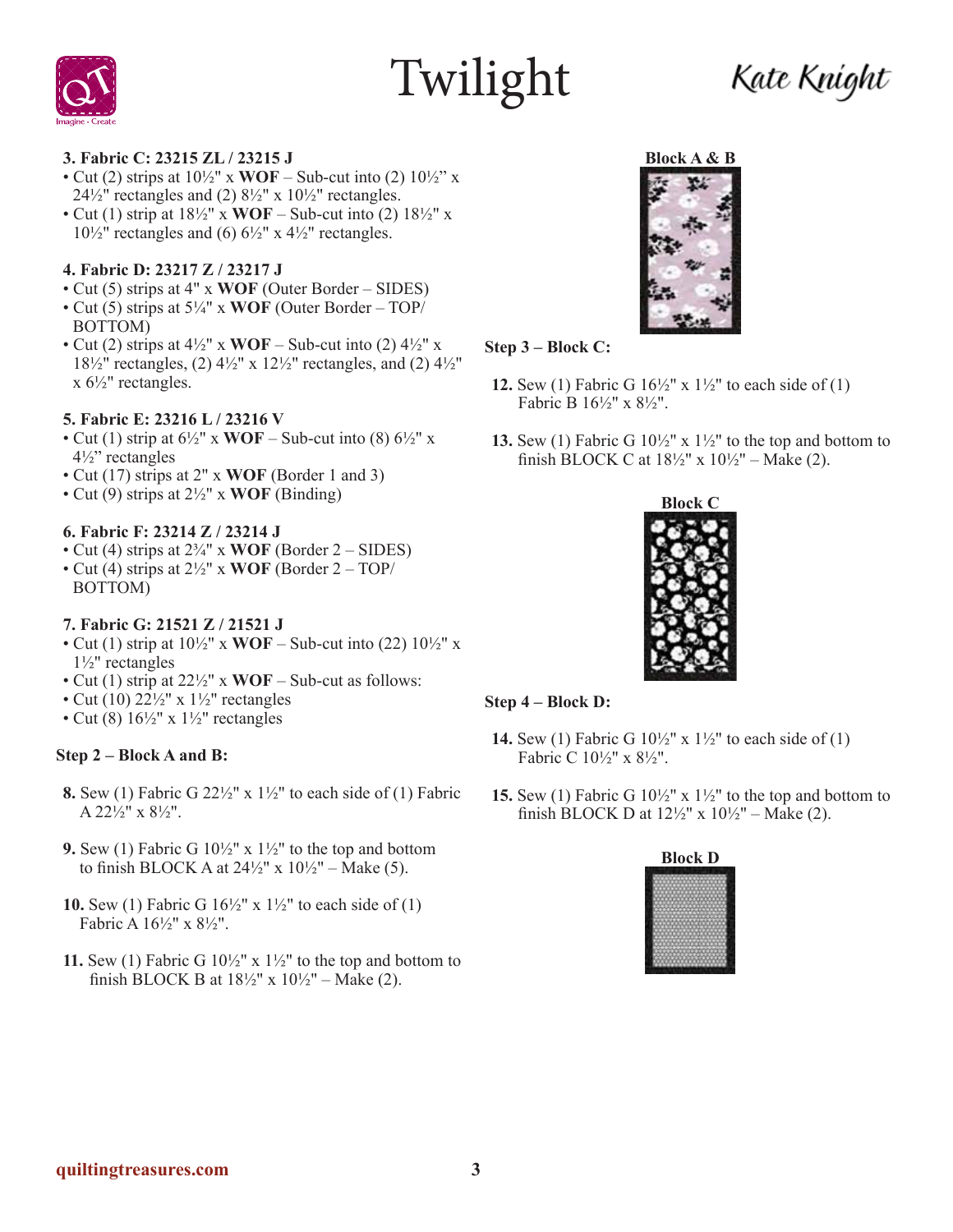**3. Fabric C: 23215 ZL / 23215 J**

- Cut (2) strips at 10½" x **WOF** – Sub-cut into (2) 10½" x 24½" rectangles and (2) 8½" x 10½" rectangles.
- Cut (1) strip at 18½" x **WOF** – Sub-cut into (2) 18½" x 10½" rectangles and (6) 6½" x 4½" rectangles.

**4. Fabric D: 23217 Z / 23217 J**

- Cut (5) strips at 4" x **WOF** (Outer Border – SIDES)
- Cut (5) strips at 5¼" x **WOF** (Outer Border – TOP/BOTTOM)
- Cut (2) strips at 4½" x **WOF** – Sub-cut into (2) 4½" x 18½" rectangles, (2) 4½" x 12½" rectangles, and (2) 4½" x 6½" rectangles.

**5. Fabric E: 23216 L / 23216 V**

- Cut (1) strip at 6½" x **WOF** – Sub-cut into (8) 6½" x 4½" rectangles
- Cut (17) strips at 2" x **WOF** (Border 1 and 3)
- Cut (9) strips at 2½" x **WOF** (Binding)

**6. Fabric F: 23214 Z / 23214 J**

- Cut (4) strips at 2¾" x **WOF** (Border 2 – SIDES)
- Cut (4) strips at 2½" x **WOF** (Border 2 – TOP/BOTTOM)

**7. Fabric G: 21521 Z / 21521 J**

- Cut (1) strip at 10½" x **WOF** – Sub-cut into (22) 10½" x 1½" rectangles
- Cut (1) strip at 22½" x **WOF** – Sub-cut as follows:
- Cut (10) 22½" x 1½" rectangles
- Cut (8) 16½" x 1½" rectangles

**Step 2 – Block A and B:**

**8.** Sew (1) Fabric G 22½" x 1½" to each side of (1) Fabric A 22½" x 8½".

**9.** Sew (1) Fabric G 10½" x 1½" to the top and bottom to finish BLOCK A at 24½" x 10½" – Make (5).

**10.** Sew (1) Fabric G 16½" x 1½" to each side of (1) Fabric A 16½" x 8½".

**11.** Sew (1) Fabric G 10½" x 1½" to the top and bottom to finish BLOCK B at 18½" x 10½" – Make (2).

**Block A & B**

**Step 3 – Block C:**

**12.** Sew (1) Fabric G 16½" x 1½" to each side of (1) Fabric B 16½" x 8½".

**13.** Sew (1) Fabric G 10½" x 1½" to the top and bottom to finish BLOCK C at 18½" x 10½" – Make (2).

**Block C**

**Step 4 – Block D:**

**14.** Sew (1) Fabric G 10½" x 1½" to each side of (1) Fabric C 10½" x 8½".

**15.** Sew (1) Fabric G 10½" x 1½" to the top and bottom to finish BLOCK D at 12½" x 10½" – Make (2).

**Block D**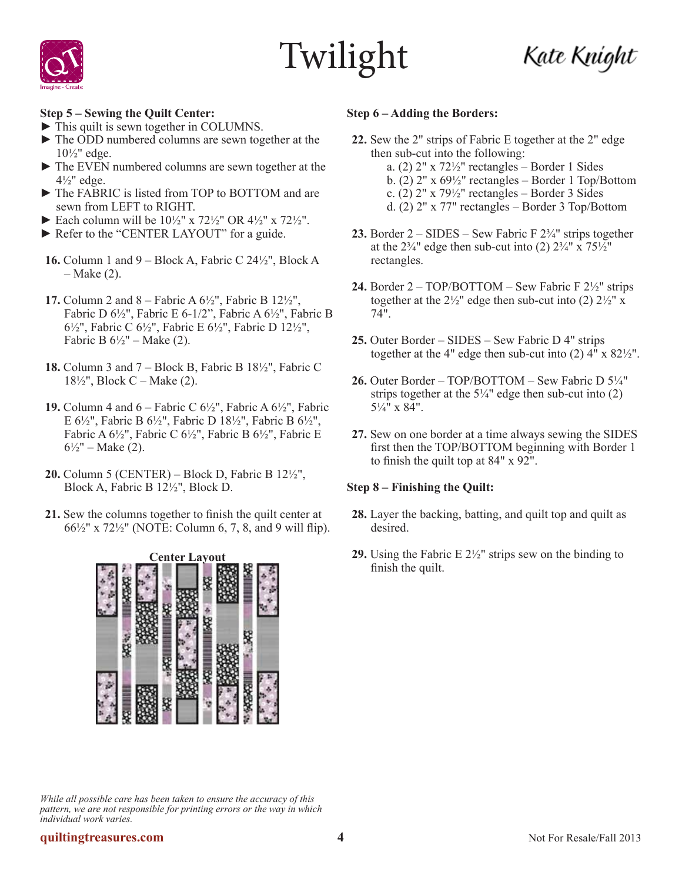# Twilight

Kate Knight

**Step 5 – Sewing the Quilt Center:**

- ► This quilt is sewn together in COLUMNS.
- ► The ODD numbered columns are sewn together at the 10½" edge.
- ► The EVEN numbered columns are sewn together at the 4½" edge.
- ► The FABRIC is listed from TOP to BOTTOM and are sewn from LEFT to RIGHT.
- ► Each column will be 10½" x 72½" OR 4½" x 72½".
- ► Refer to the "CENTER LAYOUT" for a guide.

16. Column 1 and 9 – Block A, Fabric C 24½", Block A – Make (2).

17. Column 2 and 8 – Fabric A 6½", Fabric B 12½", Fabric D 6½", Fabric E 6-1/2", Fabric A 6½", Fabric B 6½", Fabric C 6½", Fabric E 6½", Fabric D 12½", Fabric B 6½" – Make (2).

18. Column 3 and 7 – Block B, Fabric B 18½", Fabric C 18½", Block C – Make (2).

19. Column 4 and 6 – Fabric C 6½", Fabric A 6½", Fabric E 6½", Fabric B 6½", Fabric D 18½", Fabric B 6½", Fabric A 6½", Fabric C 6½", Fabric B 6½", Fabric E 6½" – Make (2).

20. Column 5 (CENTER) – Block D, Fabric B 12½", Block A, Fabric B 12½", Block D.

21. Sew the columns together to finish the quilt center at 66½" x 72½" (NOTE: Column 6, 7, 8, and 9 will flip).

**Center Layout**

**Step 6 – Adding the Borders:**

22. Sew the 2" strips of Fabric E together at the 2" edge then sub-cut into the following:
    a. (2) 2" x 72½" rectangles – Border 1 Sides
    b. (2) 2" x 69½" rectangles – Border 1 Top/Bottom
    c. (2) 2" x 79½" rectangles – Border 3 Sides
    d. (2) 2" x 77" rectangles – Border 3 Top/Bottom

23. Border 2 – SIDES – Sew Fabric F 2¾" strips together at the 2¾" edge then sub-cut into (2) 2¾" x 75½" rectangles.

24. Border 2 – TOP/BOTTOM – Sew Fabric F 2½" strips together at the 2½" edge then sub-cut into (2) 2½" x 74".

25. Outer Border – SIDES – Sew Fabric D 4" strips together at the 4" edge then sub-cut into (2) 4" x 82½".

26. Outer Border – TOP/BOTTOM – Sew Fabric D 5¼" strips together at the 5¼" edge then sub-cut into (2) 5¼" x 84".

27. Sew on one border at a time always sewing the SIDES first then the TOP/BOTTOM beginning with Border 1 to finish the quilt top at 84" x 92".

**Step 8 – Finishing the Quilt:**

28. Layer the backing, batting, and quilt top and quilt as desired.

29. Using the Fabric E 2½" strips sew on the binding to finish the quilt.

*While all possible care has been taken to ensure the accuracy of this pattern, we are not responsible for printing errors or the way in which individual work varies.*